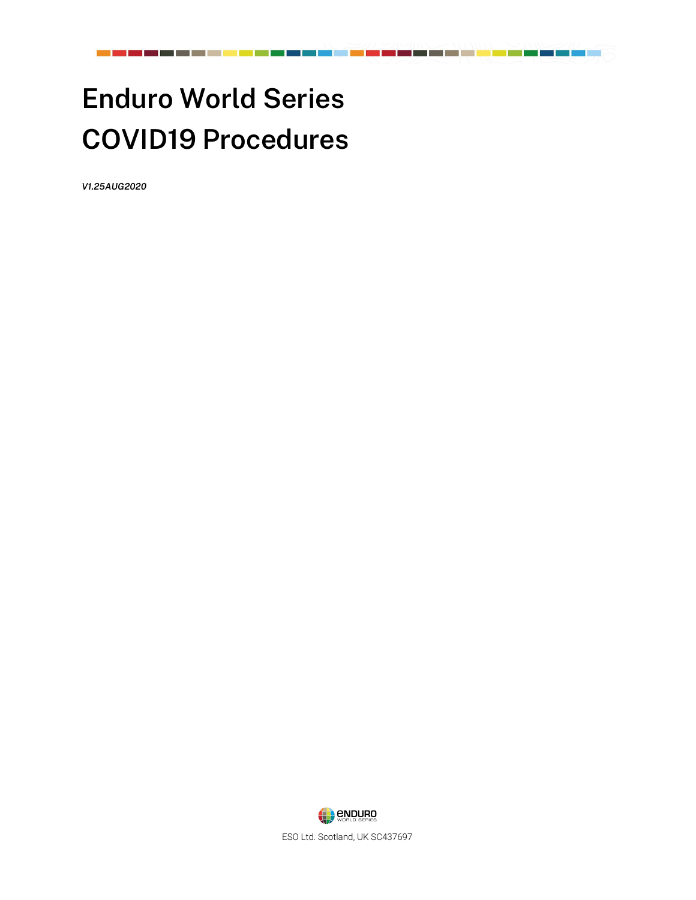# Enduro World Series
# COVID19 Procedures

*V1.25AUG2020*

ESO Ltd. Scotland, UK SC437697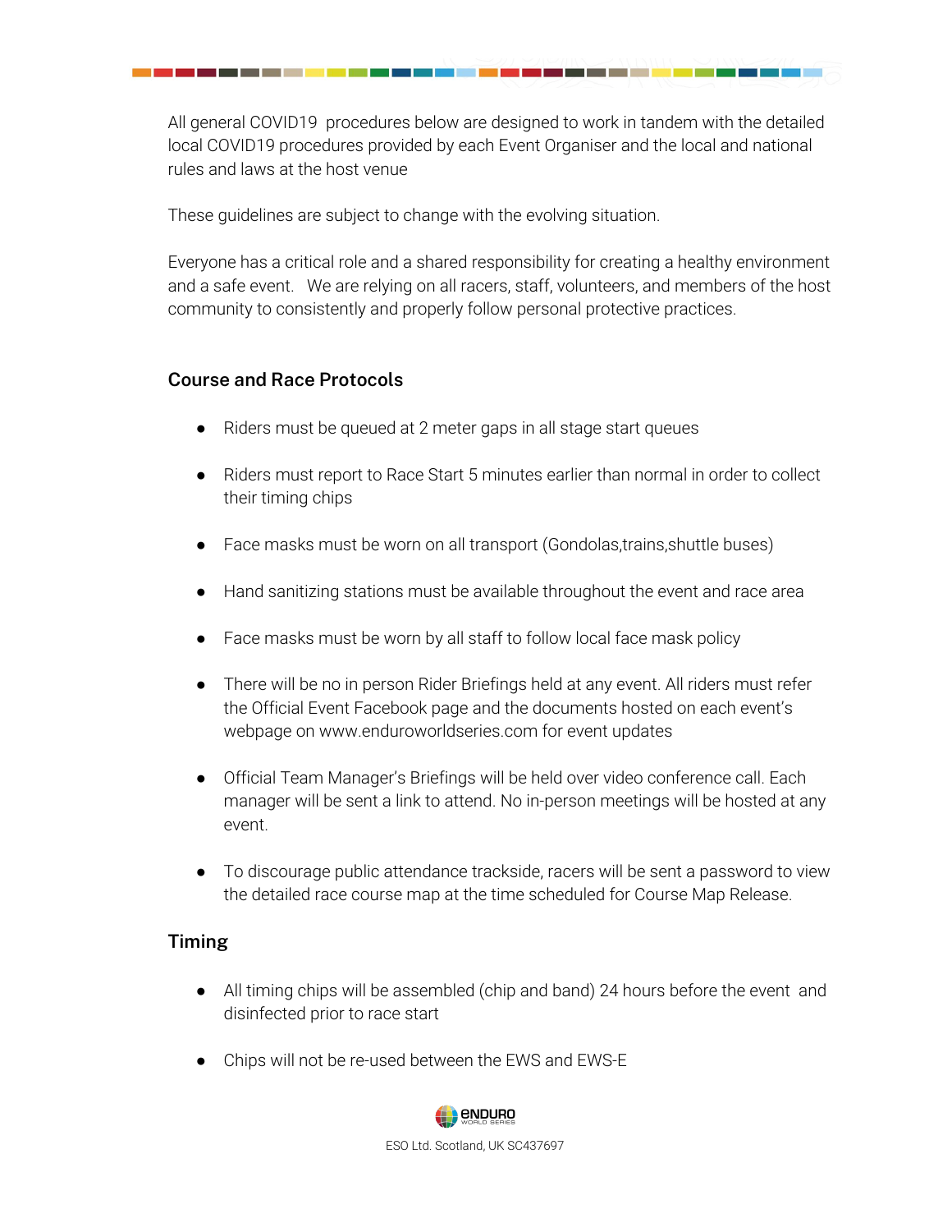All general COVID19 procedures below are designed to work in tandem with the detailed local COVID19 procedures provided by each Event Organiser and the local and national rules and laws at the host venue

These guidelines are subject to change with the evolving situation.

Everyone has a critical role and a shared responsibility for creating a healthy environment and a safe event. We are relying on all racers, staff, volunteers, and members of the host community to consistently and properly follow personal protective practices.

## Course and Race Protocols

- Riders must be queued at 2 meter gaps in all stage start queues
- Riders must report to Race Start 5 minutes earlier than normal in order to collect their timing chips
- Face masks must be worn on all transport (Gondolas,trains,shuttle buses)
- Hand sanitizing stations must be available throughout the event and race area
- Face masks must be worn by all staff to follow local face mask policy
- There will be no in person Rider Briefings held at any event. All riders must refer the Official Event Facebook page and the documents hosted on each event's webpage on www.enduroworldseries.com for event updates
- Official Team Manager's Briefings will be held over video conference call. Each manager will be sent a link to attend. No in-person meetings will be hosted at any event.
- To discourage public attendance trackside, racers will be sent a password to view the detailed race course map at the time scheduled for Course Map Release.

## Timing

- All timing chips will be assembled (chip and band) 24 hours before the event and disinfected prior to race start
- Chips will not be re-used between the EWS and EWS-E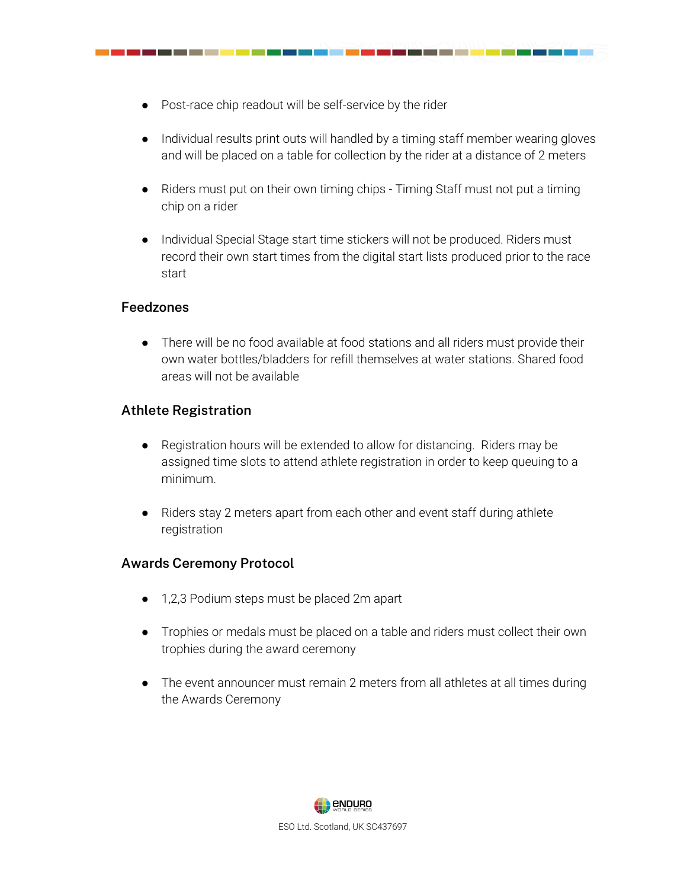- Post-race chip readout will be self-service by the rider
- Individual results print outs will handled by a timing staff member wearing gloves and will be placed on a table for collection by the rider at a distance of 2 meters
- Riders must put on their own timing chips - Timing Staff must not put a timing chip on a rider
- Individual Special Stage start time stickers will not be produced. Riders must record their own start times from the digital start lists produced prior to the race start

### Feedzones

- There will be no food available at food stations and all riders must provide their own water bottles/bladders for refill themselves at water stations. Shared food areas will not be available

### Athlete Registration

- Registration hours will be extended to allow for distancing. Riders may be assigned time slots to attend athlete registration in order to keep queuing to a minimum.
- Riders stay 2 meters apart from each other and event staff during athlete registration

### Awards Ceremony Protocol

- 1,2,3 Podium steps must be placed 2m apart
- Trophies or medals must be placed on a table and riders must collect their own trophies during the award ceremony
- The event announcer must remain 2 meters from all athletes at all times during the Awards Ceremony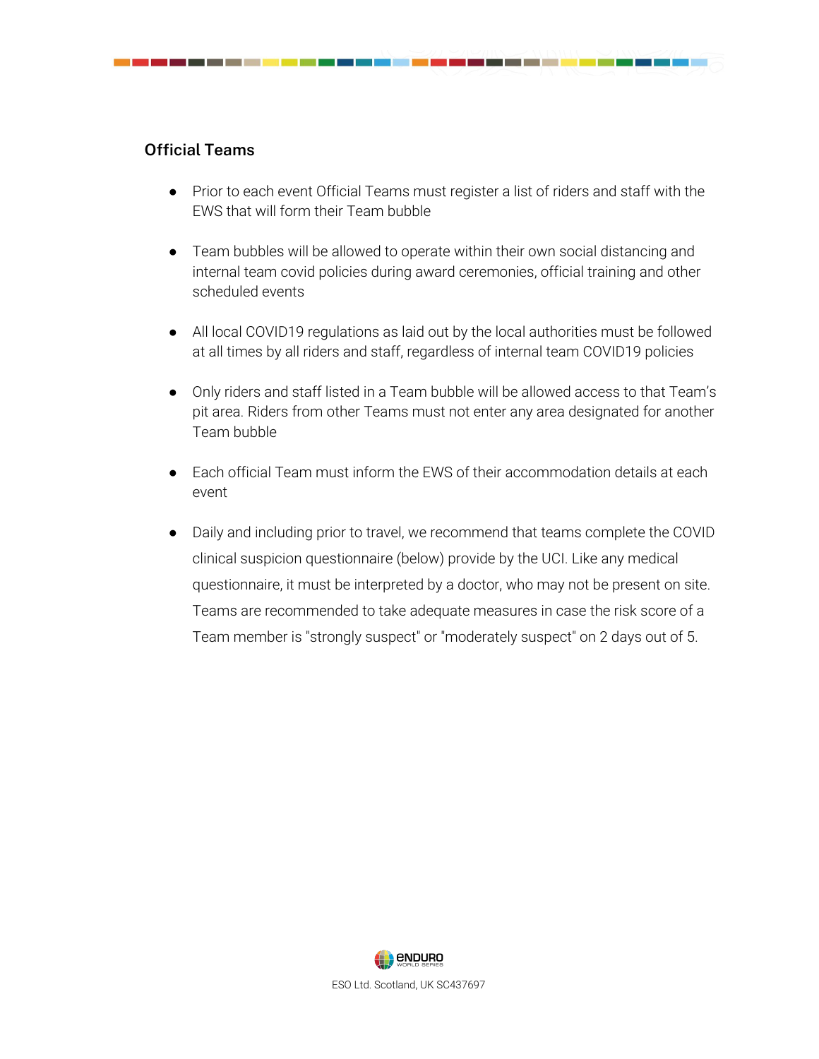## Official Teams

- Prior to each event Official Teams must register a list of riders and staff with the EWS that will form their Team bubble
- Team bubbles will be allowed to operate within their own social distancing and internal team covid policies during award ceremonies, official training and other scheduled events
- All local COVID19 regulations as laid out by the local authorities must be followed at all times by all riders and staff, regardless of internal team COVID19 policies
- Only riders and staff listed in a Team bubble will be allowed access to that Team's pit area. Riders from other Teams must not enter any area designated for another Team bubble
- Each official Team must inform the EWS of their accommodation details at each event
- Daily and including prior to travel, we recommend that teams complete the COVID clinical suspicion questionnaire (below) provide by the UCI. Like any medical questionnaire, it must be interpreted by a doctor, who may not be present on site. Teams are recommended to take adequate measures in case the risk score of a Team member is "strongly suspect" or "moderately suspect" on 2 days out of 5.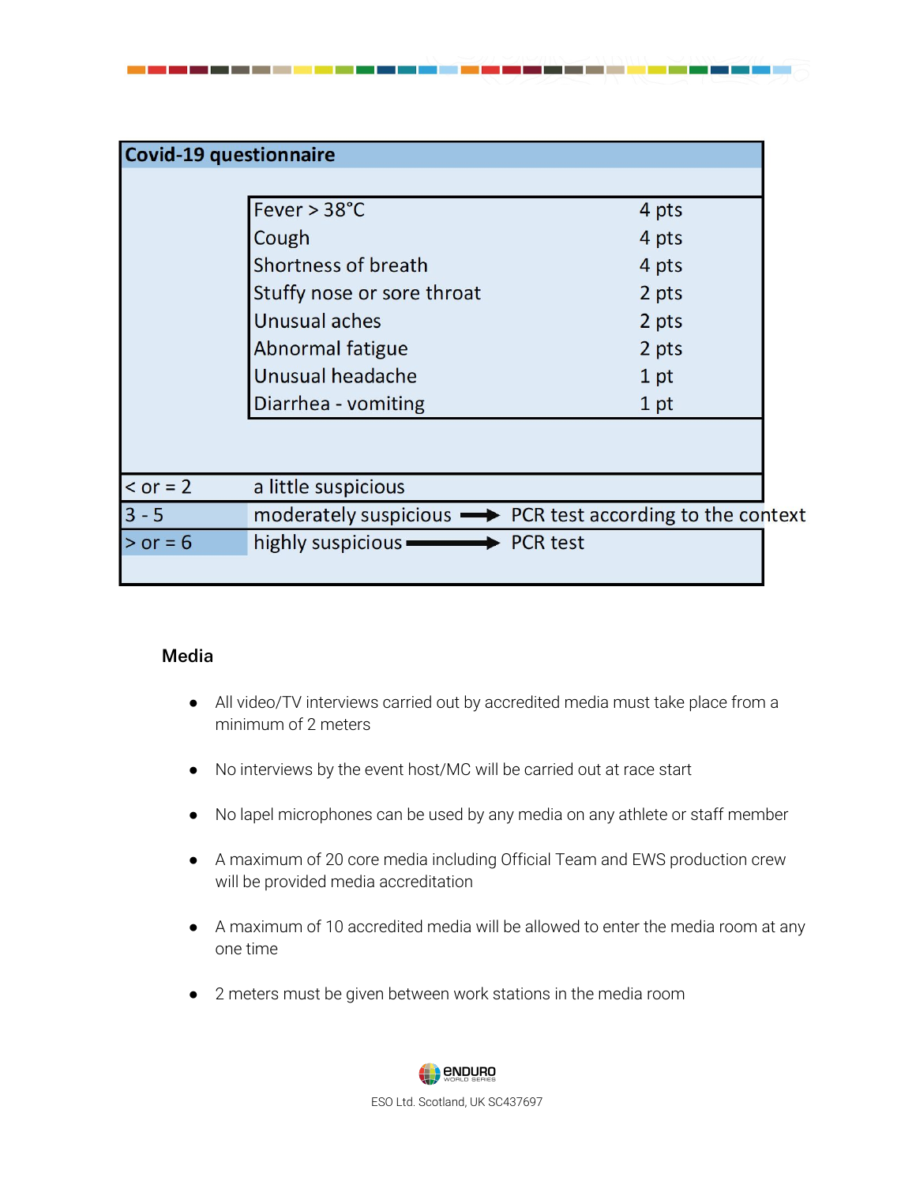**Covid-19 questionnaire**

| Symptom | Points |
|---|---|
| Fever > 38°C | 4 pts |
| Cough | 4 pts |
| Shortness of breath | 4 pts |
| Stuffy nose or sore throat | 2 pts |
| Unusual aches | 2 pts |
| Abnormal fatigue | 2 pts |
| Unusual headache | 1 pt |
| Diarrhea - vomiting | 1 pt |

| Score | Assessment | Action |
|---|---|---|
| < or = 2 | a little suspicious | |
| 3 - 5 | moderately suspicious → | PCR test according to the context |
| > or = 6 | highly suspicious → | PCR test |

### Media

- All video/TV interviews carried out by accredited media must take place from a minimum of 2 meters
- No interviews by the event host/MC will be carried out at race start
- No lapel microphones can be used by any media on any athlete or staff member
- A maximum of 20 core media including Official Team and EWS production crew will be provided media accreditation
- A maximum of 10 accredited media will be allowed to enter the media room at any one time
- 2 meters must be given between work stations in the media room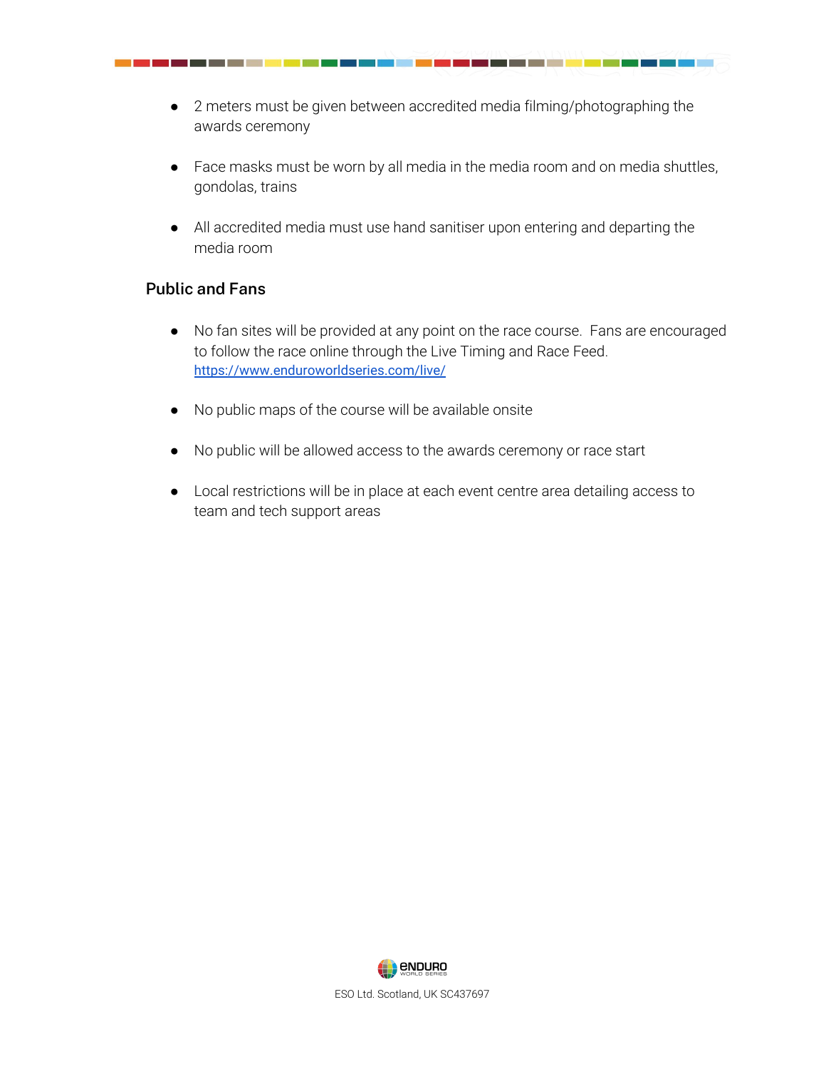- 2 meters must be given between accredited media filming/photographing the awards ceremony

- Face masks must be worn by all media in the media room and on media shuttles, gondolas, trains

- All accredited media must use hand sanitiser upon entering and departing the media room

### Public and Fans

- No fan sites will be provided at any point on the race course. Fans are encouraged to follow the race online through the Live Timing and Race Feed. https://www.enduroworldseries.com/live/

- No public maps of the course will be available onsite

- No public will be allowed access to the awards ceremony or race start

- Local restrictions will be in place at each event centre area detailing access to team and tech support areas

ESO Ltd. Scotland, UK SC437697